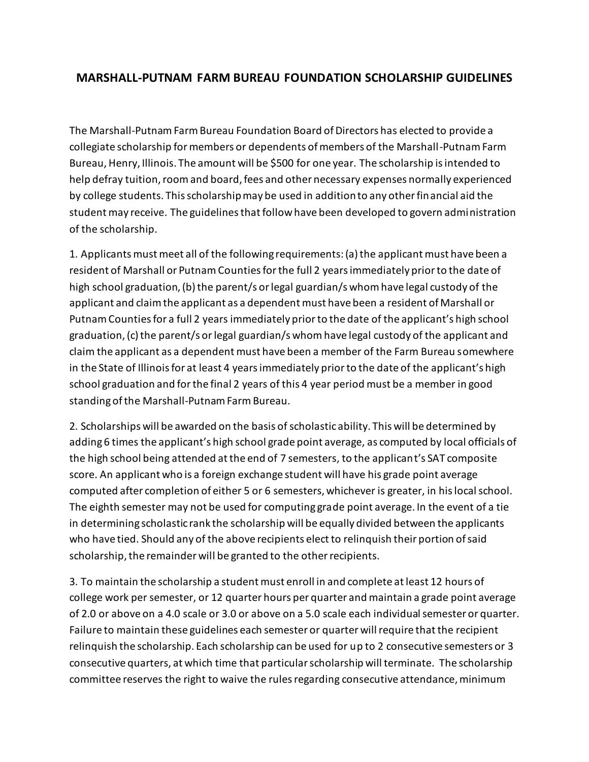# MARSHALL-PUTNAM FARM BUREAU FOUNDATION SCHOLARSHIP GUIDELINES

The Marshall-Putnam Farm Bureau Foundation Board of Directors has elected to provide a collegiate scholarship for members or dependents of members of the Marshall-Putnam Farm Bureau, Henry, Illinois. The amount will be $500 for one year. The scholarship is intended to help defray tuition, room and board, fees and other necessary expenses normally experienced by college students. This scholarship may be used in addition to any other financial aid the student may receive. The guidelines that follow have been developed to govern administration of the scholarship.

1. Applicants must meet all of the following requirements: (a) the applicant must have been a resident of Marshall or Putnam Counties for the full 2 years immediately prior to the date of high school graduation, (b) the parent/s or legal guardian/s whom have legal custody of the applicant and claim the applicant as a dependent must have been a resident of Marshall or Putnam Counties for a full 2 years immediately prior to the date of the applicant's high school graduation, (c) the parent/s or legal guardian/s whom have legal custody of the applicant and claim the applicant as a dependent must have been a member of the Farm Bureau somewhere in the State of Illinois for at least 4 years immediately prior to the date of the applicant's high school graduation and for the final 2 years of this 4 year period must be a member in good standing of the Marshall-Putnam Farm Bureau.

2. Scholarships will be awarded on the basis of scholastic ability. This will be determined by adding 6 times the applicant's high school grade point average, as computed by local officials of the high school being attended at the end of 7 semesters, to the applicant's SAT composite score. An applicant who is a foreign exchange student will have his grade point average computed after completion of either 5 or 6 semesters, whichever is greater, in his local school. The eighth semester may not be used for computing grade point average. In the event of a tie in determining scholastic rank the scholarship will be equally divided between the applicants who have tied. Should any of the above recipients elect to relinquish their portion of said scholarship, the remainder will be granted to the other recipients.

3. To maintain the scholarship a student must enroll in and complete at least 12 hours of college work per semester, or 12 quarter hours per quarter and maintain a grade point average of 2.0 or above on a 4.0 scale or 3.0 or above on a 5.0 scale each individual semester or quarter. Failure to maintain these guidelines each semester or quarter will require that the recipient relinquish the scholarship. Each scholarship can be used for up to 2 consecutive semesters or 3 consecutive quarters, at which time that particular scholarship will terminate. The scholarship committee reserves the right to waive the rules regarding consecutive attendance, minimum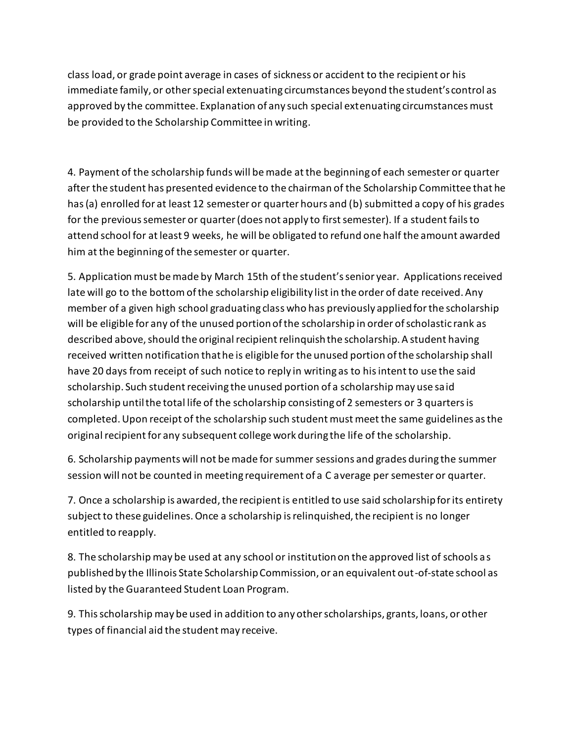class load, or grade point average in cases of sickness or accident to the recipient or his immediate family, or other special extenuating circumstances beyond the student's control as approved by the committee. Explanation of any such special extenuating circumstances must be provided to the Scholarship Committee in writing.

4. Payment of the scholarship funds will be made at the beginning of each semester or quarter after the student has presented evidence to the chairman of the Scholarship Committee that he has (a) enrolled for at least 12 semester or quarter hours and (b) submitted a copy of his grades for the previous semester or quarter (does not apply to first semester). If a student fails to attend school for at least 9 weeks, he will be obligated to refund one half the amount awarded him at the beginning of the semester or quarter.

5. Application must be made by March 15th of the student's senior year. Applications received late will go to the bottom of the scholarship eligibility list in the order of date received. Any member of a given high school graduating class who has previously applied for the scholarship will be eligible for any of the unused portion of the scholarship in order of scholastic rank as described above, should the original recipient relinquish the scholarship. A student having received written notification that he is eligible for the unused portion of the scholarship shall have 20 days from receipt of such notice to reply in writing as to his intent to use the said scholarship. Such student receiving the unused portion of a scholarship may use said scholarship until the total life of the scholarship consisting of 2 semesters or 3 quarters is completed. Upon receipt of the scholarship such student must meet the same guidelines as the original recipient for any subsequent college work during the life of the scholarship.

6. Scholarship payments will not be made for summer sessions and grades during the summer session will not be counted in meeting requirement of a C average per semester or quarter.

7. Once a scholarship is awarded, the recipient is entitled to use said scholarship for its entirety subject to these guidelines. Once a scholarship is relinquished, the recipient is no longer entitled to reapply.

8. The scholarship may be used at any school or institution on the approved list of schools as published by the Illinois State Scholarship Commission, or an equivalent out-of-state school as listed by the Guaranteed Student Loan Program.

9. This scholarship may be used in addition to any other scholarships, grants, loans, or other types of financial aid the student may receive.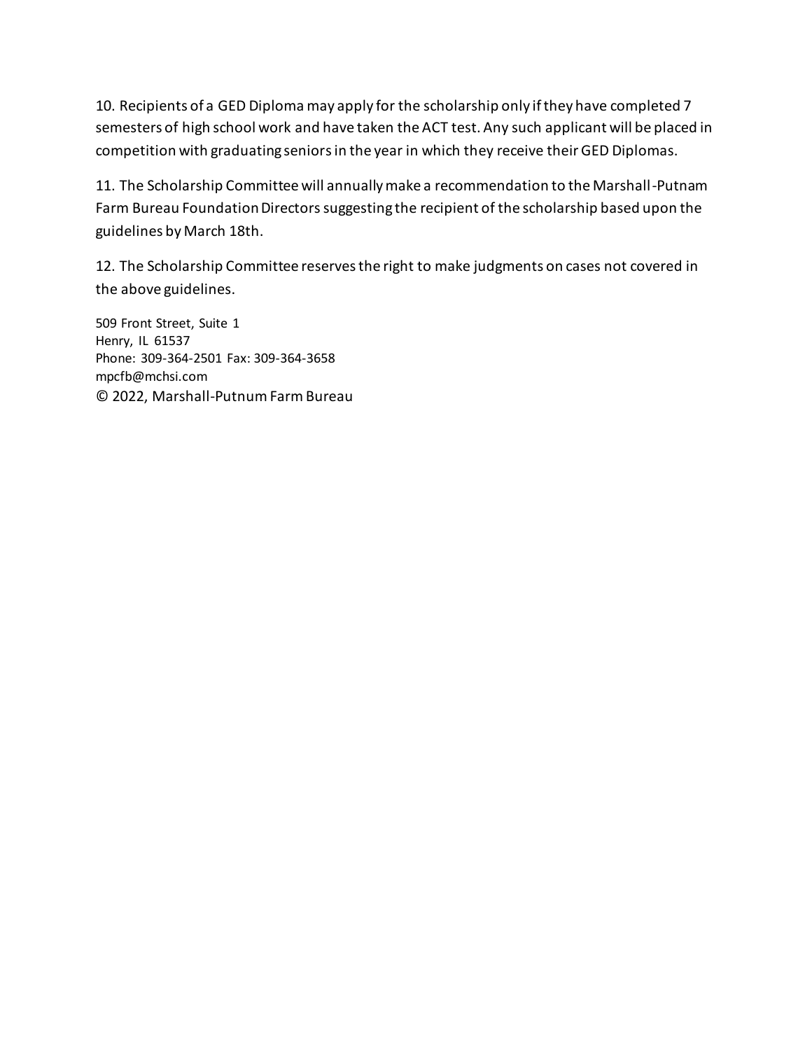10. Recipients of a GED Diploma may apply for the scholarship only if they have completed 7 semesters of high school work and have taken the ACT test. Any such applicant will be placed in competition with graduating seniors in the year in which they receive their GED Diplomas.

11. The Scholarship Committee will annually make a recommendation to the Marshall-Putnam Farm Bureau Foundation Directors suggesting the recipient of the scholarship based upon the guidelines by March 18th.

12. The Scholarship Committee reserves the right to make judgments on cases not covered in the above guidelines.

509 Front Street, Suite 1
Henry, IL 61537
Phone: 309-364-2501 Fax: 309-364-3658
mpcfb@mchsi.com
© 2022, Marshall-Putnum Farm Bureau